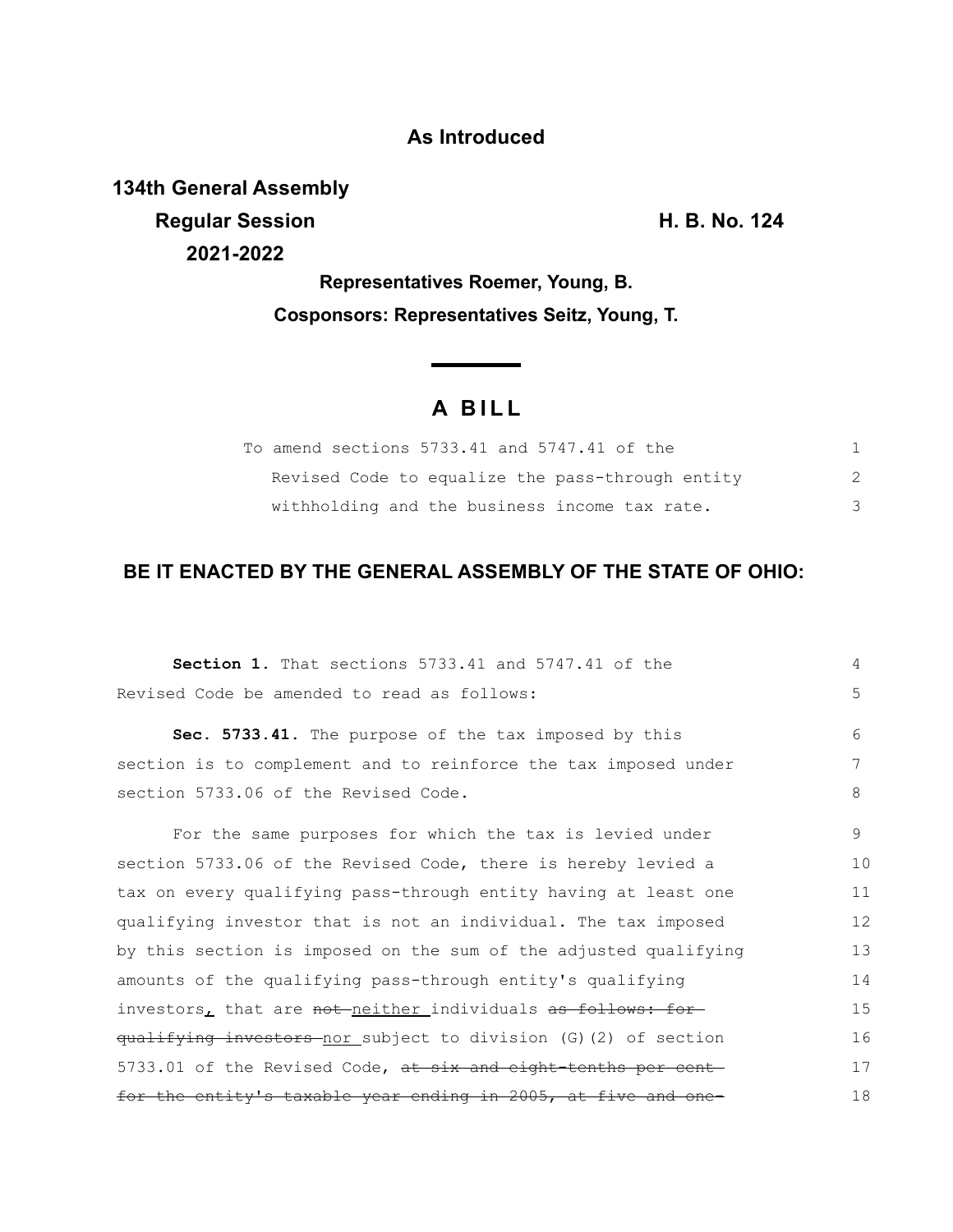**As Introduced**

**134th General Assembly**
**Regular Session**
**2021-2022**

**H. B. No. 124**

**Representatives Roemer, Young, B.**

**Cosponsors: Representatives Seitz, Young, T.**

# A BILL

To amend sections 5733.41 and 5747.41 of the Revised Code to equalize the pass-through entity withholding and the business income tax rate.

## BE IT ENACTED BY THE GENERAL ASSEMBLY OF THE STATE OF OHIO:

**Section 1.** That sections 5733.41 and 5747.41 of the Revised Code be amended to read as follows:

**Sec. 5733.41.** The purpose of the tax imposed by this section is to complement and to reinforce the tax imposed under section 5733.06 of the Revised Code.

For the same purposes for which the tax is levied under section 5733.06 of the Revised Code, there is hereby levied a tax on every qualifying pass-through entity having at least one qualifying investor that is not an individual. The tax imposed by this section is imposed on the sum of the adjusted qualifying amounts of the qualifying pass-through entity's qualifying investors<u>,</u> that are ~~not~~ <u>neither</u> individuals ~~as follows: for qualifying investors~~ <u>nor</u> subject to division (G)(2) of section 5733.01 of the Revised Code, ~~at six and eight-tenths per cent for the entity's taxable year ending in 2005, at five and one-~~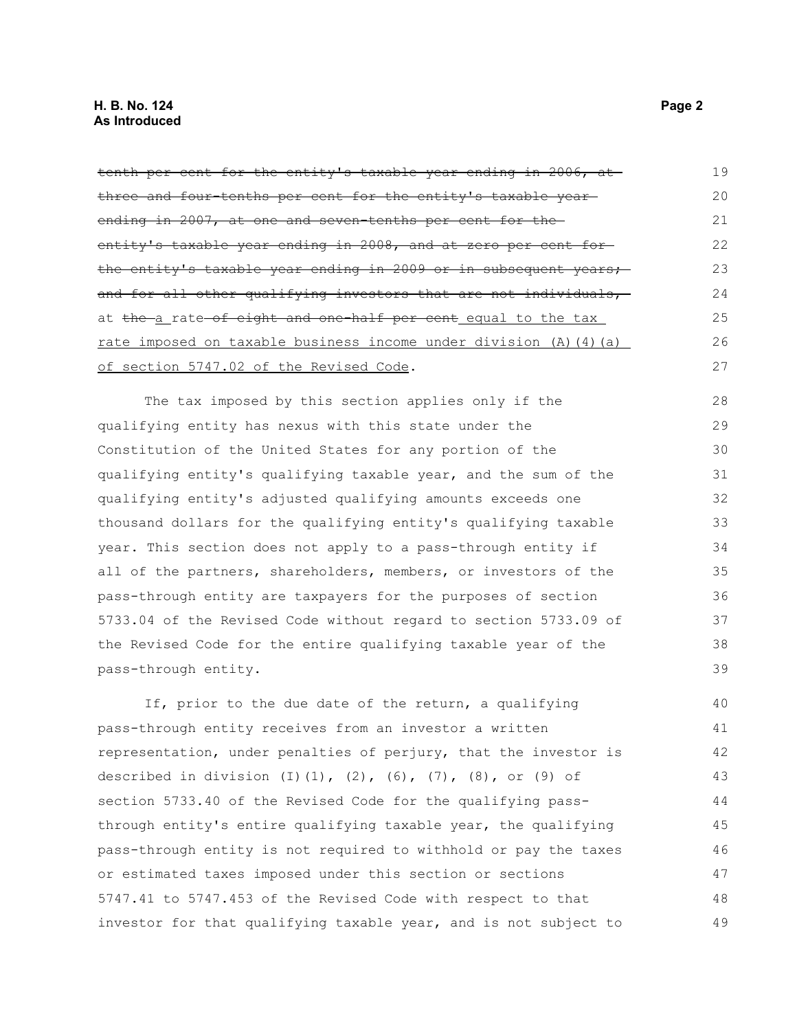~~tenth per cent for the entity's taxable year ending in 2006, at three and four-tenths per cent for the entity's taxable year ending in 2007, at one and seven-tenths per cent for the entity's taxable year ending in 2008, and at zero per cent for the entity's taxable year ending in 2009 or in subsequent years; and for all other qualifying investors that are not individuals,~~ at ~~the~~ a rate ~~of eight and one-half per cent~~ equal to the tax rate imposed on taxable business income under division (A)(4)(a) of section 5747.02 of the Revised Code.

The tax imposed by this section applies only if the qualifying entity has nexus with this state under the Constitution of the United States for any portion of the qualifying entity's qualifying taxable year, and the sum of the qualifying entity's adjusted qualifying amounts exceeds one thousand dollars for the qualifying entity's qualifying taxable year. This section does not apply to a pass-through entity if all of the partners, shareholders, members, or investors of the pass-through entity are taxpayers for the purposes of section 5733.04 of the Revised Code without regard to section 5733.09 of the Revised Code for the entire qualifying taxable year of the pass-through entity.

If, prior to the due date of the return, a qualifying pass-through entity receives from an investor a written representation, under penalties of perjury, that the investor is described in division (I)(1), (2), (6), (7), (8), or (9) of section 5733.40 of the Revised Code for the qualifying pass-through entity's entire qualifying taxable year, the qualifying pass-through entity is not required to withhold or pay the taxes or estimated taxes imposed under this section or sections 5747.41 to 5747.453 of the Revised Code with respect to that investor for that qualifying taxable year, and is not subject to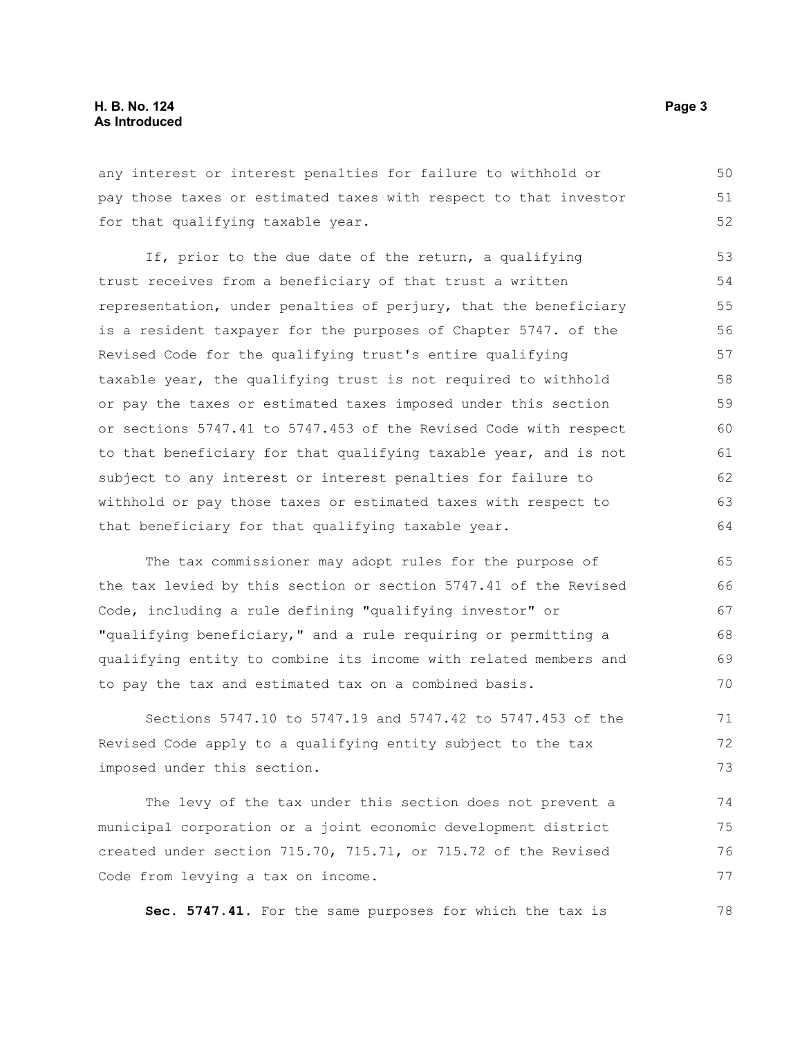any interest or interest penalties for failure to withhold or pay those taxes or estimated taxes with respect to that investor for that qualifying taxable year.

If, prior to the due date of the return, a qualifying trust receives from a beneficiary of that trust a written representation, under penalties of perjury, that the beneficiary is a resident taxpayer for the purposes of Chapter 5747. of the Revised Code for the qualifying trust's entire qualifying taxable year, the qualifying trust is not required to withhold or pay the taxes or estimated taxes imposed under this section or sections 5747.41 to 5747.453 of the Revised Code with respect to that beneficiary for that qualifying taxable year, and is not subject to any interest or interest penalties for failure to withhold or pay those taxes or estimated taxes with respect to that beneficiary for that qualifying taxable year.

The tax commissioner may adopt rules for the purpose of the tax levied by this section or section 5747.41 of the Revised Code, including a rule defining "qualifying investor" or "qualifying beneficiary," and a rule requiring or permitting a qualifying entity to combine its income with related members and to pay the tax and estimated tax on a combined basis.

Sections 5747.10 to 5747.19 and 5747.42 to 5747.453 of the Revised Code apply to a qualifying entity subject to the tax imposed under this section.

The levy of the tax under this section does not prevent a municipal corporation or a joint economic development district created under section 715.70, 715.71, or 715.72 of the Revised Code from levying a tax on income.

**Sec. 5747.41.** For the same purposes for which the tax is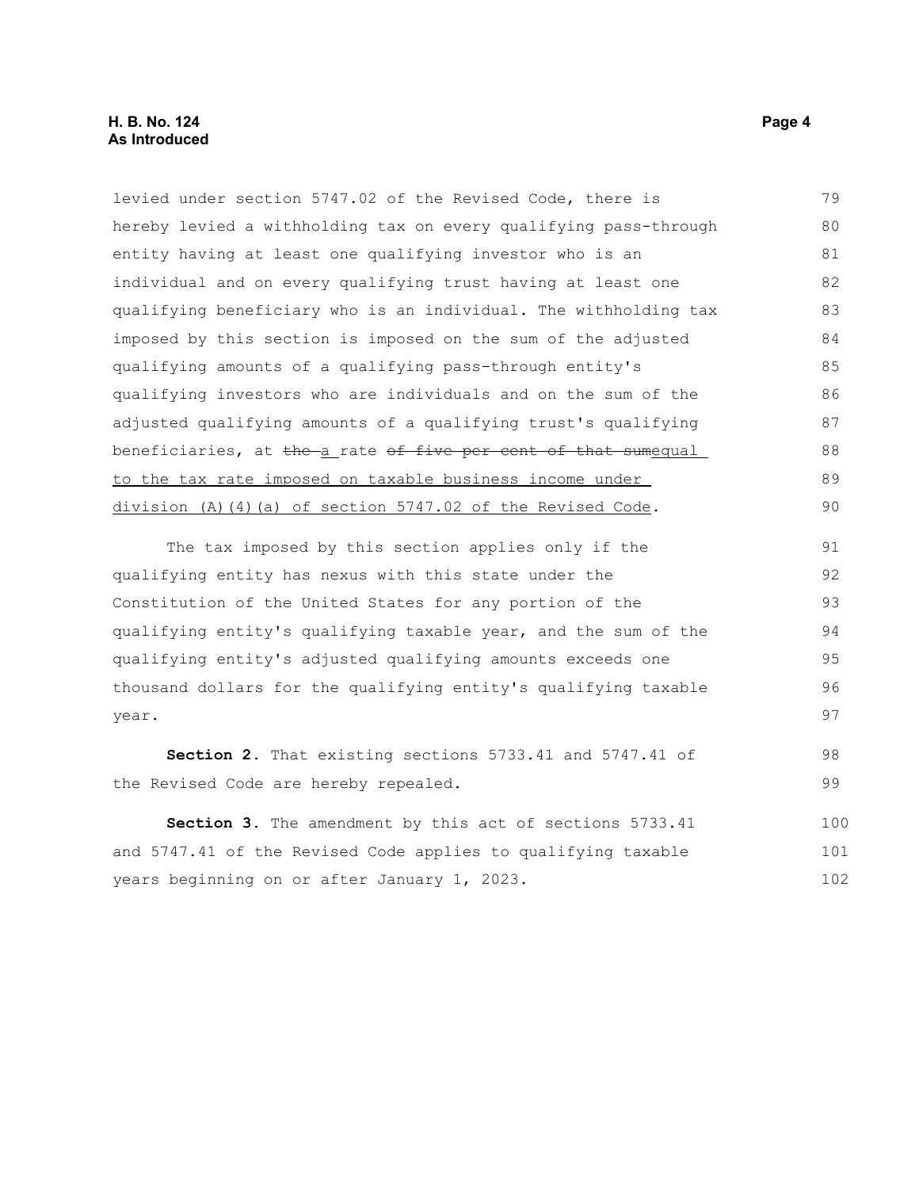levied under section 5747.02 of the Revised Code, there is hereby levied a withholding tax on every qualifying pass-through entity having at least one qualifying investor who is an individual and on every qualifying trust having at least one qualifying beneficiary who is an individual. The withholding tax imposed by this section is imposed on the sum of the adjusted qualifying amounts of a qualifying pass-through entity's qualifying investors who are individuals and on the sum of the adjusted qualifying amounts of a qualifying trust's qualifying beneficiaries, at ~~the~~ <u>a</u> rate ~~of five per cent of that sum~~<u>equal to the tax rate imposed on taxable business income under division (A)(4)(a) of section 5747.02 of the Revised Code</u>.

The tax imposed by this section applies only if the qualifying entity has nexus with this state under the Constitution of the United States for any portion of the qualifying entity's qualifying taxable year, and the sum of the qualifying entity's adjusted qualifying amounts exceeds one thousand dollars for the qualifying entity's qualifying taxable year.

**Section 2.** That existing sections 5733.41 and 5747.41 of the Revised Code are hereby repealed.

**Section 3.** The amendment by this act of sections 5733.41 and 5747.41 of the Revised Code applies to qualifying taxable years beginning on or after January 1, 2023.